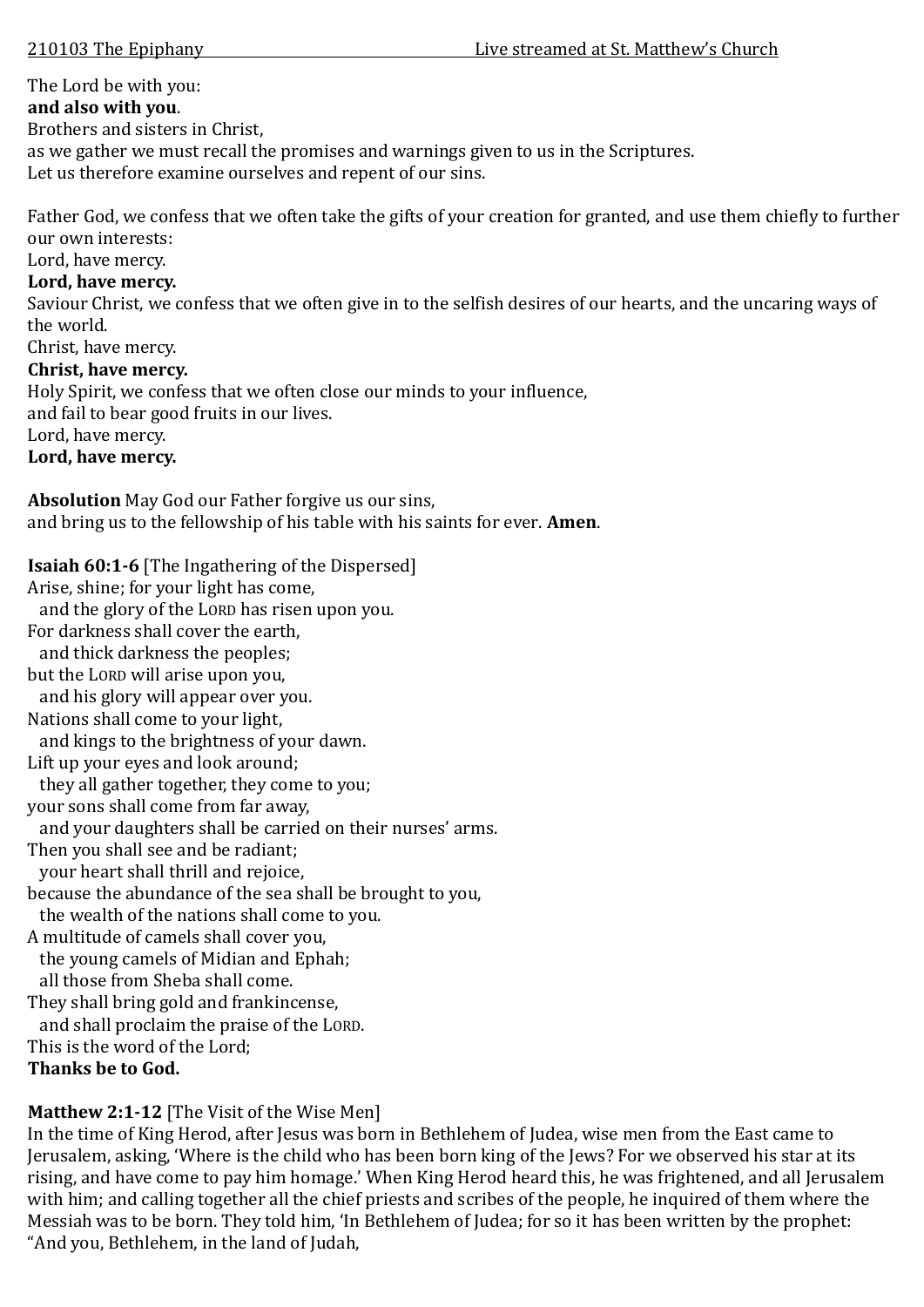210103 The Epiphany Live streamed at St. Matthew's Church

The Lord be with you:
**and also with you**.
Brothers and sisters in Christ,
as we gather we must recall the promises and warnings given to us in the Scriptures.
Let us therefore examine ourselves and repent of our sins.

Father God, we confess that we often take the gifts of your creation for granted, and use them chiefly to further our own interests:
Lord, have mercy.
**Lord, have mercy.**
Saviour Christ, we confess that we often give in to the selfish desires of our hearts, and the uncaring ways of the world.
Christ, have mercy.
**Christ, have mercy.**
Holy Spirit, we confess that we often close our minds to your influence,
and fail to bear good fruits in our lives.
Lord, have mercy.
**Lord, have mercy.**

**Absolution** May God our Father forgive us our sins,
and bring us to the fellowship of his table with his saints for ever. **Amen**.

**Isaiah 60:1-6** [The Ingathering of the Dispersed]
Arise, shine; for your light has come,
  and the glory of the LORD has risen upon you.
For darkness shall cover the earth,
  and thick darkness the peoples;
but the LORD will arise upon you,
  and his glory will appear over you.
Nations shall come to your light,
  and kings to the brightness of your dawn.
Lift up your eyes and look around;
  they all gather together, they come to you;
your sons shall come from far away,
  and your daughters shall be carried on their nurses' arms.
Then you shall see and be radiant;
  your heart shall thrill and rejoice,
because the abundance of the sea shall be brought to you,
  the wealth of the nations shall come to you.
A multitude of camels shall cover you,
  the young camels of Midian and Ephah;
  all those from Sheba shall come.
They shall bring gold and frankincense,
  and shall proclaim the praise of the LORD.
This is the word of the Lord;
**Thanks be to God.**

**Matthew 2:1-12** [The Visit of the Wise Men]
In the time of King Herod, after Jesus was born in Bethlehem of Judea, wise men from the East came to Jerusalem, asking, 'Where is the child who has been born king of the Jews? For we observed his star at its rising, and have come to pay him homage.' When King Herod heard this, he was frightened, and all Jerusalem with him; and calling together all the chief priests and scribes of the people, he inquired of them where the Messiah was to be born. They told him, 'In Bethlehem of Judea; for so it has been written by the prophet:
"And you, Bethlehem, in the land of Judah,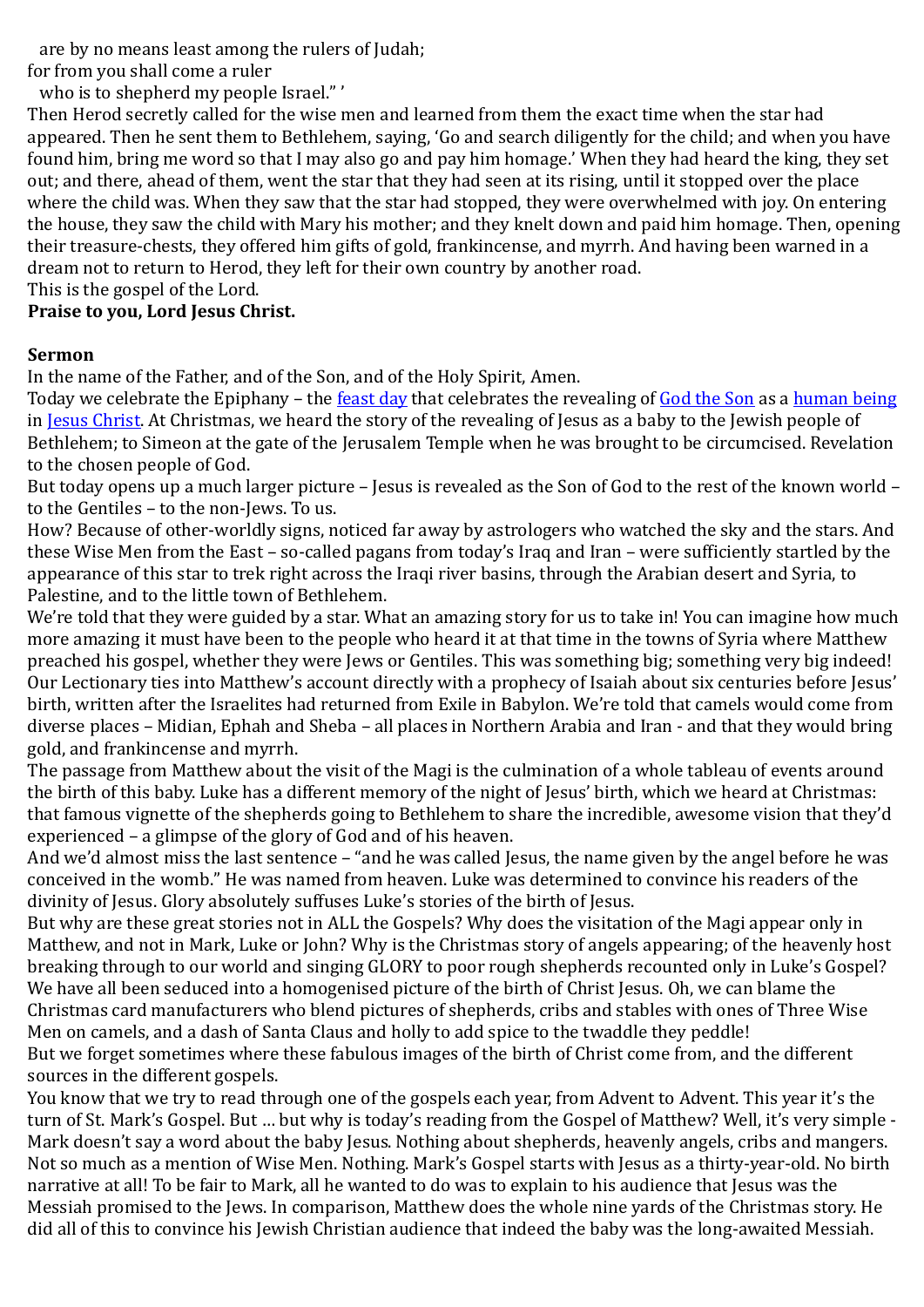are by no means least among the rulers of Judah;
for from you shall come a ruler
  who is to shepherd my people Israel." '

Then Herod secretly called for the wise men and learned from them the exact time when the star had appeared. Then he sent them to Bethlehem, saying, 'Go and search diligently for the child; and when you have found him, bring me word so that I may also go and pay him homage.' When they had heard the king, they set out; and there, ahead of them, went the star that they had seen at its rising, until it stopped over the place where the child was. When they saw that the star had stopped, they were overwhelmed with joy. On entering the house, they saw the child with Mary his mother; and they knelt down and paid him homage. Then, opening their treasure-chests, they offered him gifts of gold, frankincense, and myrrh. And having been warned in a dream not to return to Herod, they left for their own country by another road.

This is the gospel of the Lord.

**Praise to you, Lord Jesus Christ.**

**Sermon**

In the name of the Father, and of the Son, and of the Holy Spirit, Amen.

Today we celebrate the Epiphany – the feast day that celebrates the revealing of God the Son as a human being in Jesus Christ. At Christmas, we heard the story of the revealing of Jesus as a baby to the Jewish people of Bethlehem; to Simeon at the gate of the Jerusalem Temple when he was brought to be circumcised. Revelation to the chosen people of God.

But today opens up a much larger picture – Jesus is revealed as the Son of God to the rest of the known world – to the Gentiles – to the non-Jews. To us.

How? Because of other-worldly signs, noticed far away by astrologers who watched the sky and the stars. And these Wise Men from the East – so-called pagans from today's Iraq and Iran – were sufficiently startled by the appearance of this star to trek right across the Iraqi river basins, through the Arabian desert and Syria, to Palestine, and to the little town of Bethlehem.

We're told that they were guided by a star. What an amazing story for us to take in! You can imagine how much more amazing it must have been to the people who heard it at that time in the towns of Syria where Matthew preached his gospel, whether they were Jews or Gentiles. This was something big; something very big indeed!

Our Lectionary ties into Matthew's account directly with a prophecy of Isaiah about six centuries before Jesus' birth, written after the Israelites had returned from Exile in Babylon. We're told that camels would come from diverse places – Midian, Ephah and Sheba – all places in Northern Arabia and Iran - and that they would bring gold, and frankincense and myrrh.

The passage from Matthew about the visit of the Magi is the culmination of a whole tableau of events around the birth of this baby. Luke has a different memory of the night of Jesus' birth, which we heard at Christmas: that famous vignette of the shepherds going to Bethlehem to share the incredible, awesome vision that they'd experienced – a glimpse of the glory of God and of his heaven.

And we'd almost miss the last sentence – "and he was called Jesus, the name given by the angel before he was conceived in the womb." He was named from heaven. Luke was determined to convince his readers of the divinity of Jesus. Glory absolutely suffuses Luke's stories of the birth of Jesus.

But why are these great stories not in ALL the Gospels? Why does the visitation of the Magi appear only in Matthew, and not in Mark, Luke or John? Why is the Christmas story of angels appearing; of the heavenly host breaking through to our world and singing GLORY to poor rough shepherds recounted only in Luke's Gospel? We have all been seduced into a homogenised picture of the birth of Christ Jesus. Oh, we can blame the Christmas card manufacturers who blend pictures of shepherds, cribs and stables with ones of Three Wise Men on camels, and a dash of Santa Claus and holly to add spice to the twaddle they peddle!

But we forget sometimes where these fabulous images of the birth of Christ come from, and the different sources in the different gospels.

You know that we try to read through one of the gospels each year, from Advent to Advent. This year it's the turn of St. Mark's Gospel. But … but why is today's reading from the Gospel of Matthew? Well, it's very simple - Mark doesn't say a word about the baby Jesus. Nothing about shepherds, heavenly angels, cribs and mangers. Not so much as a mention of Wise Men. Nothing. Mark's Gospel starts with Jesus as a thirty-year-old. No birth narrative at all! To be fair to Mark, all he wanted to do was to explain to his audience that Jesus was the Messiah promised to the Jews. In comparison, Matthew does the whole nine yards of the Christmas story. He did all of this to convince his Jewish Christian audience that indeed the baby was the long-awaited Messiah.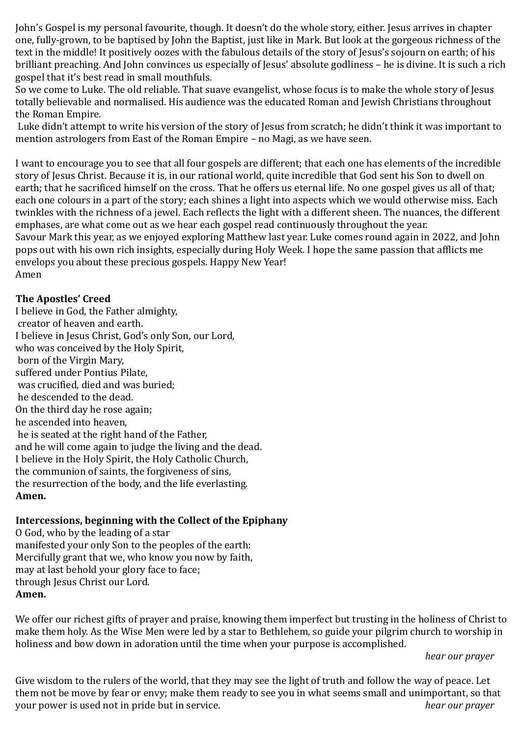John's Gospel is my personal favourite, though. It doesn't do the whole story, either. Jesus arrives in chapter one, fully-grown, to be baptised by John the Baptist, just like in Mark. But look at the gorgeous richness of the text in the middle! It positively oozes with the fabulous details of the story of Jesus's sojourn on earth; of his brilliant preaching. And John convinces us especially of Jesus' absolute godliness – he is divine. It is such a rich gospel that it's best read in small mouthfuls.
So we come to Luke. The old reliable. That suave evangelist, whose focus is to make the whole story of Jesus totally believable and normalised. His audience was the educated Roman and Jewish Christians throughout the Roman Empire.
Luke didn't attempt to write his version of the story of Jesus from scratch; he didn't think it was important to mention astrologers from East of the Roman Empire – no Magi, as we have seen.

I want to encourage you to see that all four gospels are different; that each one has elements of the incredible story of Jesus Christ. Because it is, in our rational world, quite incredible that God sent his Son to dwell on earth; that he sacrificed himself on the cross. That he offers us eternal life. No one gospel gives us all of that; each one colours in a part of the story; each shines a light into aspects which we would otherwise miss. Each twinkles with the richness of a jewel. Each reflects the light with a different sheen. The nuances, the different emphases, are what come out as we hear each gospel read continuously throughout the year.
Savour Mark this year, as we enjoyed exploring Matthew last year. Luke comes round again in 2022, and John pops out with his own rich insights, especially during Holy Week. I hope the same passion that afflicts me envelops you about these precious gospels. Happy New Year!
Amen

**The Apostles' Creed**
I believe in God, the Father almighty,
creator of heaven and earth.
I believe in Jesus Christ, God's only Son, our Lord,
who was conceived by the Holy Spirit,
born of the Virgin Mary,
suffered under Pontius Pilate,
was crucified, died and was buried;
he descended to the dead.
On the third day he rose again;
he ascended into heaven,
he is seated at the right hand of the Father,
and he will come again to judge the living and the dead.
I believe in the Holy Spirit, the Holy Catholic Church,
the communion of saints, the forgiveness of sins,
the resurrection of the body, and the life everlasting.
**Amen.**

**Intercessions, beginning with the Collect of the Epiphany**
O God, who by the leading of a star
manifested your only Son to the peoples of the earth:
Mercifully grant that we, who know you now by faith,
may at last behold your glory face to face;
through Jesus Christ our Lord.
**Amen.**

We offer our richest gifts of prayer and praise, knowing them imperfect but trusting in the holiness of Christ to make them holy. As the Wise Men were led by a star to Bethlehem, so guide your pilgrim church to worship in holiness and bow down in adoration until the time when your purpose is accomplished.
*hear our prayer*

Give wisdom to the rulers of the world, that they may see the light of truth and follow the way of peace. Let them not be move by fear or envy; make them ready to see you in what seems small and unimportant, so that your power is used not in pride but in service. *hear our prayer*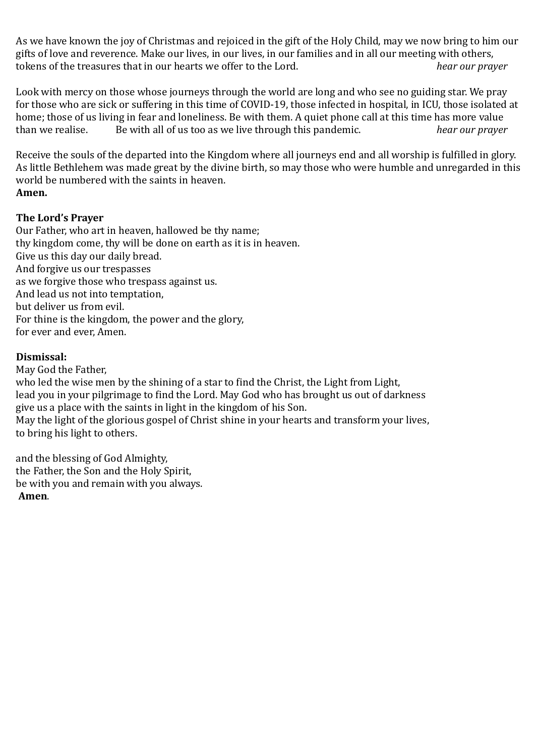As we have known the joy of Christmas and rejoiced in the gift of the Holy Child, may we now bring to him our gifts of love and reverence. Make our lives, in our lives, in our families and in all our meeting with others, tokens of the treasures that in our hearts we offer to the Lord. *hear our prayer*

Look with mercy on those whose journeys through the world are long and who see no guiding star. We pray for those who are sick or suffering in this time of COVID-19, those infected in hospital, in ICU, those isolated at home; those of us living in fear and loneliness. Be with them. A quiet phone call at this time has more value than we realise. Be with all of us too as we live through this pandemic. *hear our prayer*

Receive the souls of the departed into the Kingdom where all journeys end and all worship is fulfilled in glory. As little Bethlehem was made great by the divine birth, so may those who were humble and unregarded in this world be numbered with the saints in heaven.
**Amen.**

**The Lord's Prayer**
Our Father, who art in heaven, hallowed be thy name;
thy kingdom come, thy will be done on earth as it is in heaven.
Give us this day our daily bread.
And forgive us our trespasses
as we forgive those who trespass against us.
And lead us not into temptation,
but deliver us from evil.
For thine is the kingdom, the power and the glory,
for ever and ever, Amen.

**Dismissal:**
May God the Father,
who led the wise men by the shining of a star to find the Christ, the Light from Light,
lead you in your pilgrimage to find the Lord. May God who has brought us out of darkness
give us a place with the saints in light in the kingdom of his Son.
May the light of the glorious gospel of Christ shine in your hearts and transform your lives,
to bring his light to others.

and the blessing of God Almighty,
the Father, the Son and the Holy Spirit,
be with you and remain with you always.
**Amen**.